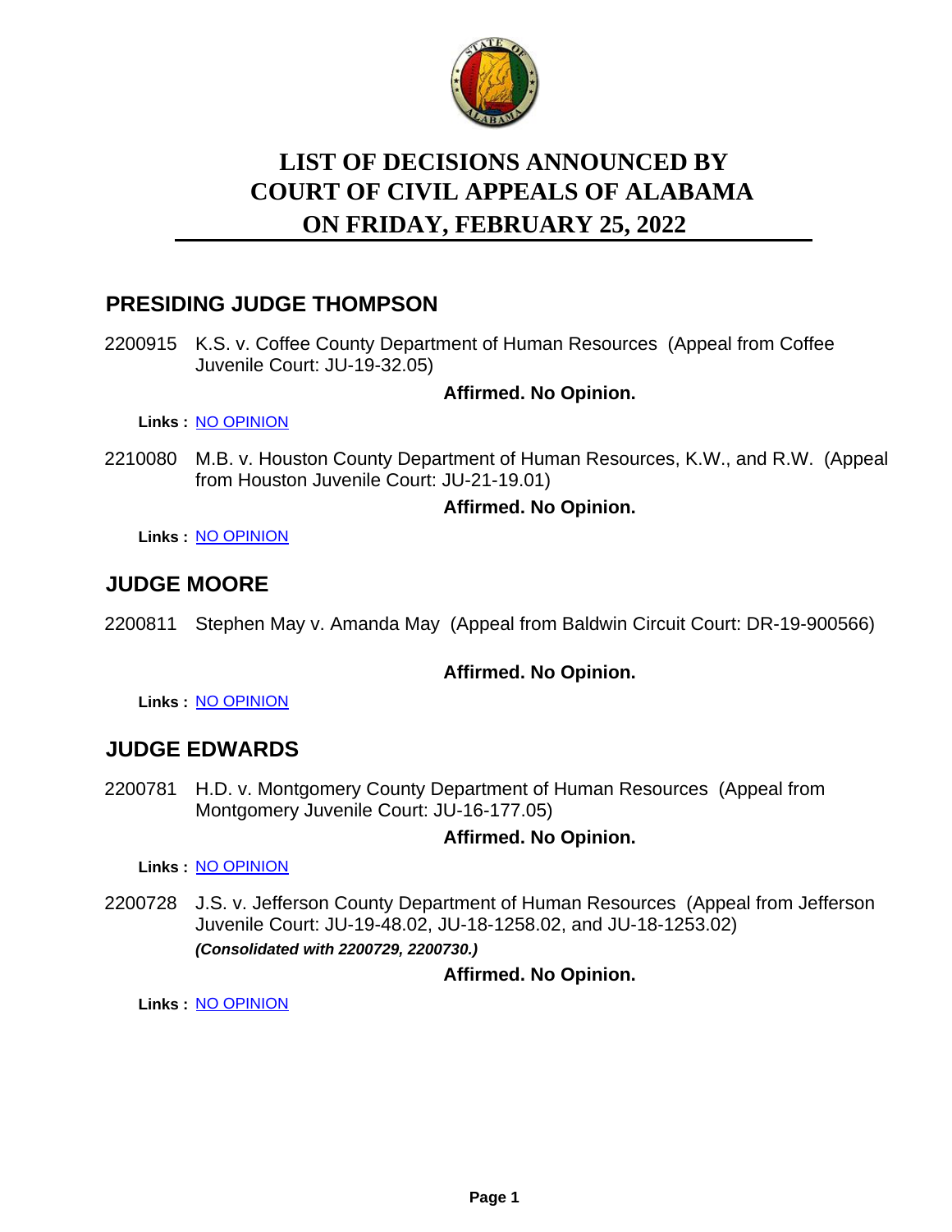# LIST OF DECISIONS ANNOUNCED BY COURT OF CIVIL APPEALS OF ALABAMA ON FRIDAY, FEBRUARY 25, 2022

## PRESIDING JUDGE THOMPSON

2200915 K.S. v. Coffee County Department of Human Resources (Appeal from Coffee Juvenile Court: JU-19-32.05)

**Affirmed. No Opinion.**

**Links :** NO OPINION

2210080 M.B. v. Houston County Department of Human Resources, K.W., and R.W. (Appeal from Houston Juvenile Court: JU-21-19.01)

**Affirmed. No Opinion.**

**Links :** NO OPINION

## JUDGE MOORE

2200811 Stephen May v. Amanda May (Appeal from Baldwin Circuit Court: DR-19-900566)

**Affirmed. No Opinion.**

**Links :** NO OPINION

## JUDGE EDWARDS

2200781 H.D. v. Montgomery County Department of Human Resources (Appeal from Montgomery Juvenile Court: JU-16-177.05)

**Affirmed. No Opinion.**

**Links :** NO OPINION

2200728 J.S. v. Jefferson County Department of Human Resources (Appeal from Jefferson Juvenile Court: JU-19-48.02, JU-18-1258.02, and JU-18-1253.02)

***(Consolidated with 2200729, 2200730.)***

**Affirmed. No Opinion.**

**Links :** NO OPINION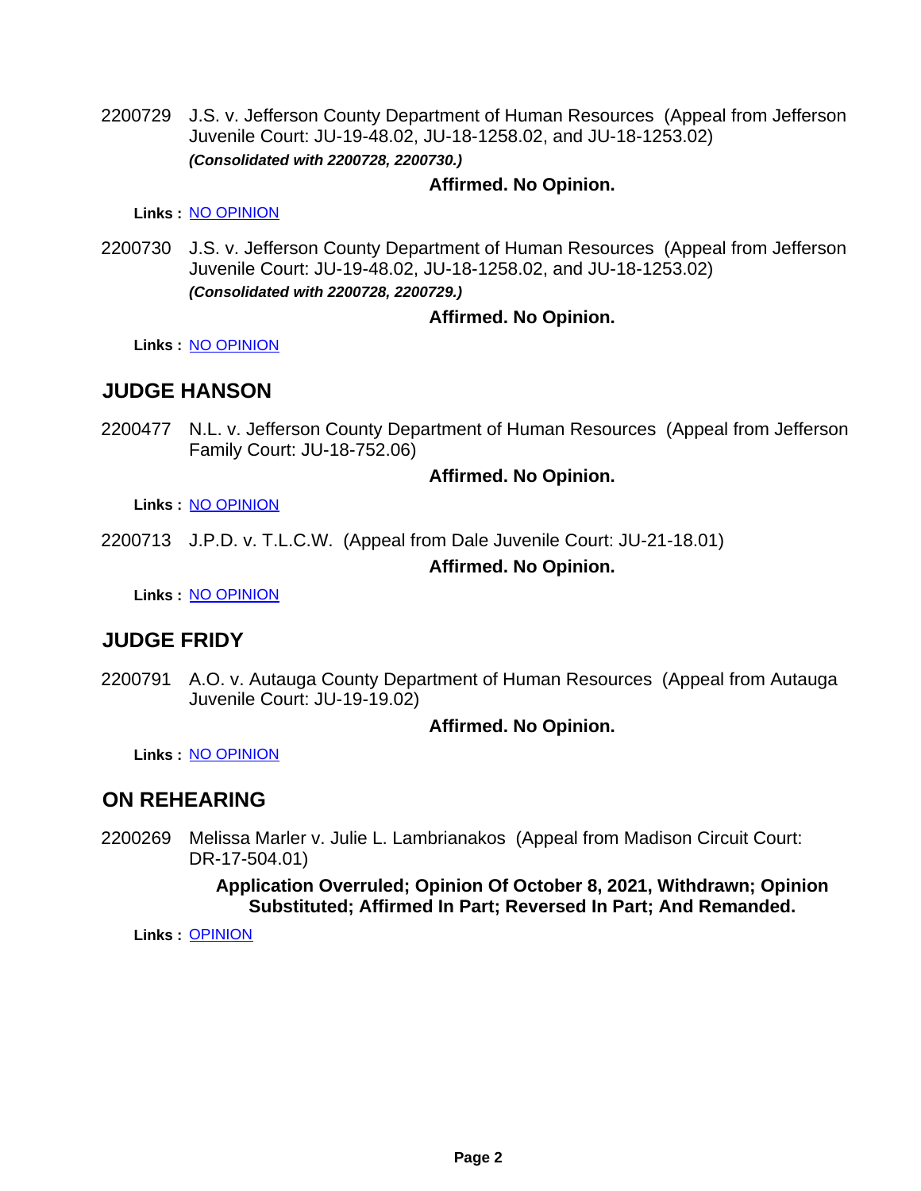2200729 J.S. v. Jefferson County Department of Human Resources (Appeal from Jefferson Juvenile Court: JU-19-48.02, JU-18-1258.02, and JU-18-1253.02)
***(Consolidated with 2200728, 2200730.)***

**Affirmed. No Opinion.**

**Links :** NO OPINION

2200730 J.S. v. Jefferson County Department of Human Resources (Appeal from Jefferson Juvenile Court: JU-19-48.02, JU-18-1258.02, and JU-18-1253.02)
***(Consolidated with 2200728, 2200729.)***

**Affirmed. No Opinion.**

**Links :** NO OPINION

## JUDGE HANSON

2200477 N.L. v. Jefferson County Department of Human Resources (Appeal from Jefferson Family Court: JU-18-752.06)

**Affirmed. No Opinion.**

**Links :** NO OPINION

2200713 J.P.D. v. T.L.C.W. (Appeal from Dale Juvenile Court: JU-21-18.01)

**Affirmed. No Opinion.**

**Links :** NO OPINION

## JUDGE FRIDY

2200791 A.O. v. Autauga County Department of Human Resources (Appeal from Autauga Juvenile Court: JU-19-19.02)

**Affirmed. No Opinion.**

**Links :** NO OPINION

## ON REHEARING

2200269 Melissa Marler v. Julie L. Lambrianakos (Appeal from Madison Circuit Court: DR-17-504.01)

**Application Overruled; Opinion Of October 8, 2021, Withdrawn; Opinion Substituted; Affirmed In Part; Reversed In Part; And Remanded.**

**Links :** OPINION